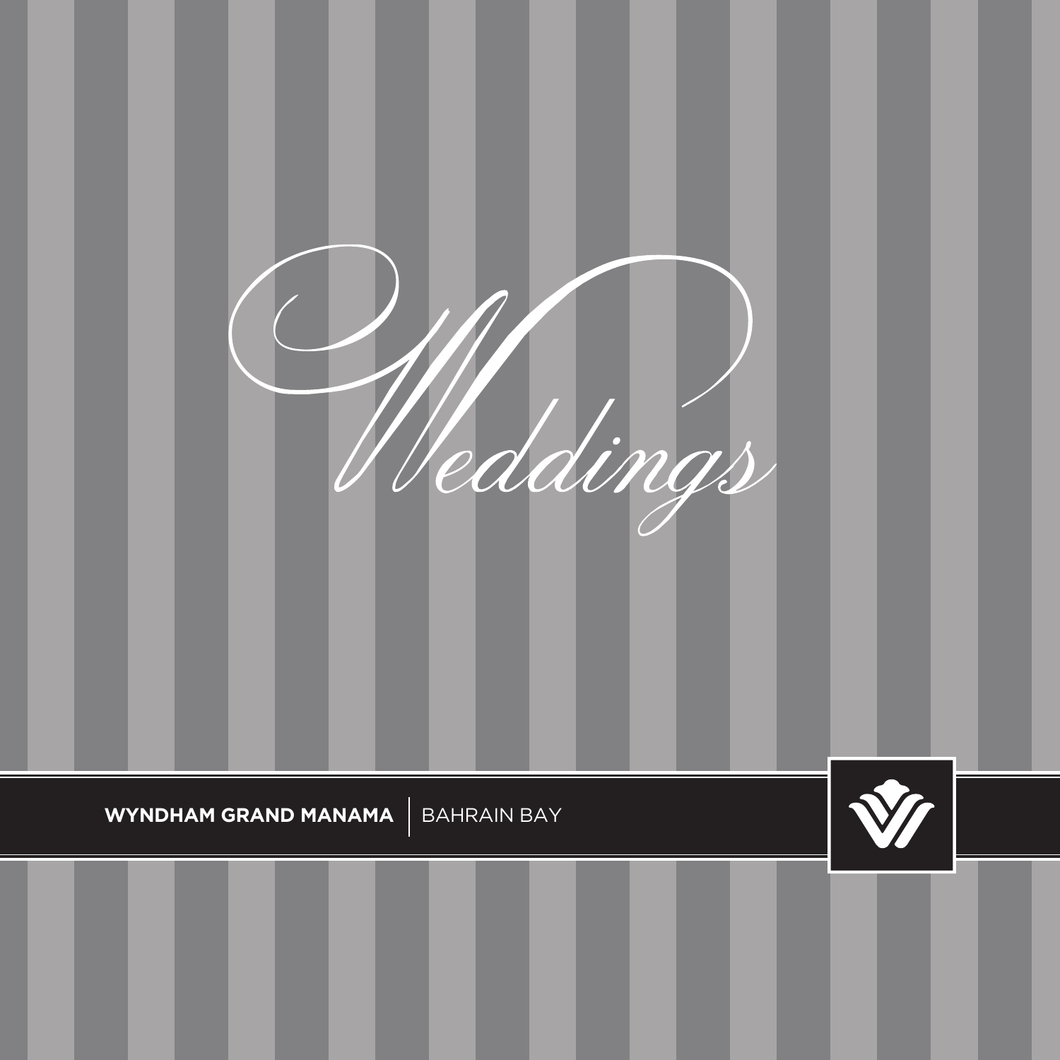# Weddings

**WYNDHAM GRAND MANAMA** | BAHRAIN BAY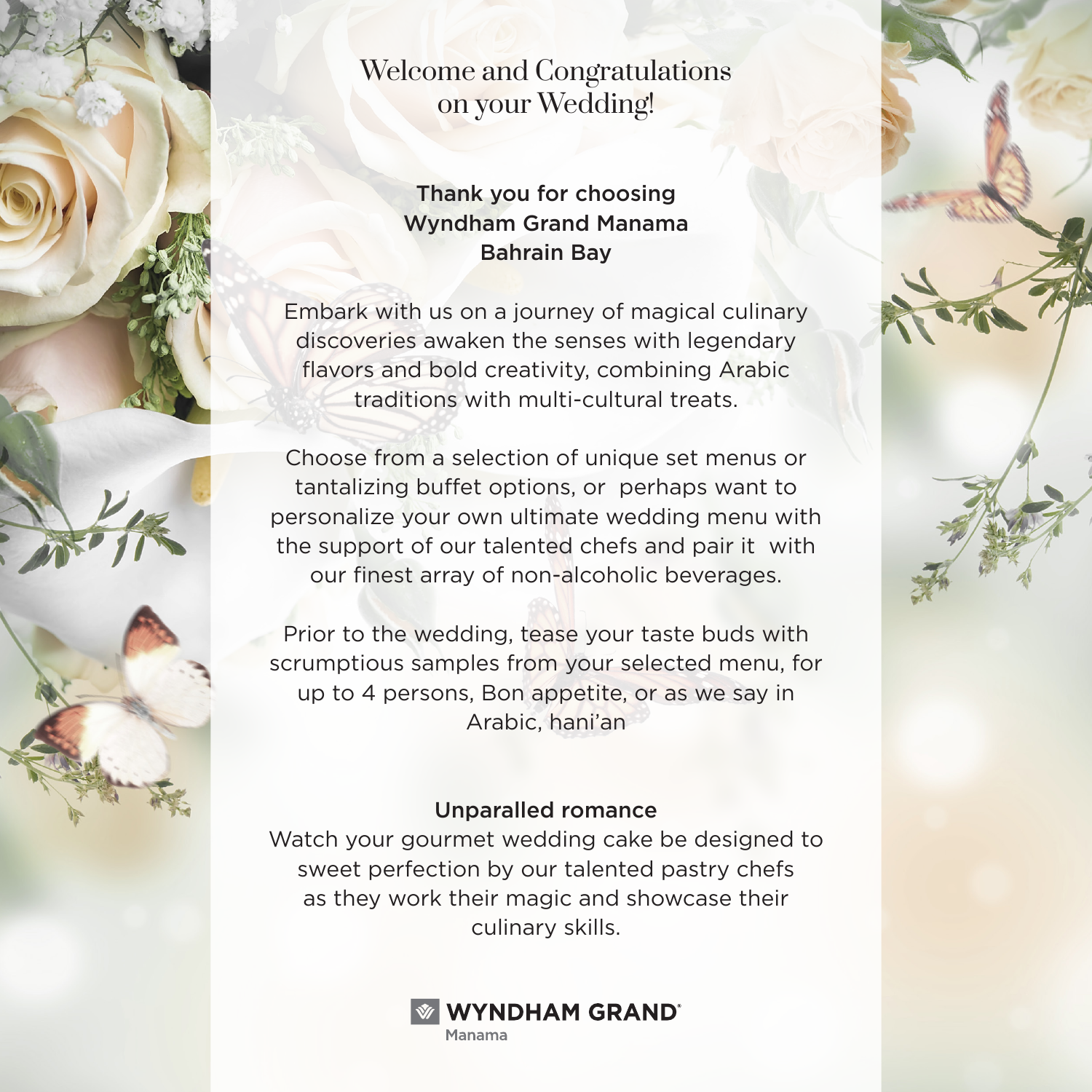# Welcome and Congratulations on your Wedding!

**Thank you for choosing Wyndham Grand Manama Bahrain Bay**

Embark with us on a journey of magical culinary discoveries awaken the senses with legendary flavors and bold creativity, combining Arabic traditions with multi-cultural treats.

Choose from a selection of unique set menus or tantalizing buffet options, or perhaps want to personalize your own ultimate wedding menu with the support of our talented chefs and pair it with our finest array of non-alcoholic beverages.

Prior to the wedding, tease your taste buds with scrumptious samples from your selected menu, for up to 4 persons, Bon appetite, or as we say in Arabic, hani'an

**Unparalled romance**

Watch your gourmet wedding cake be designed to sweet perfection by our talented pastry chefs as they work their magic and showcase their culinary skills.

WYNDHAM GRAND
Manama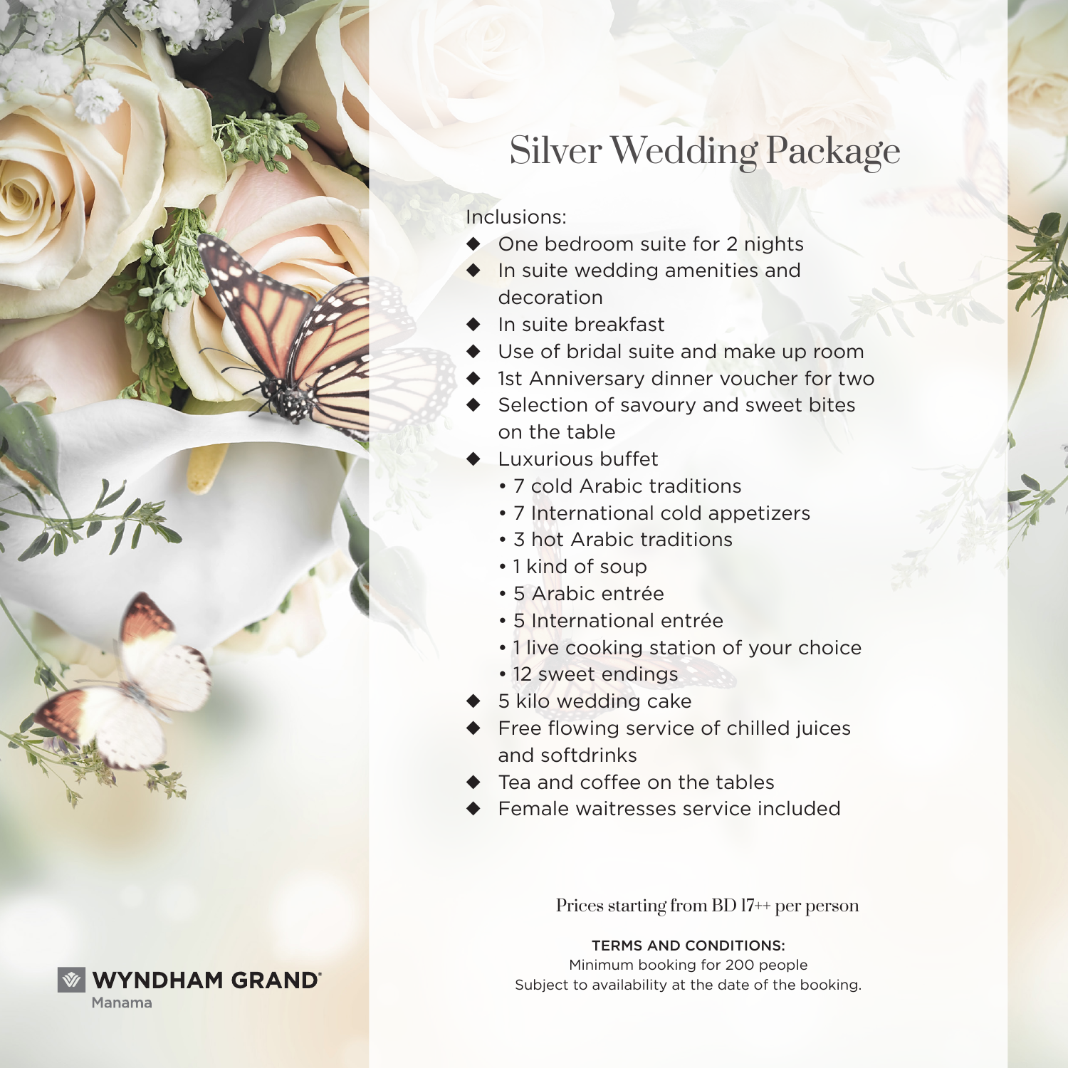# Silver Wedding Package

Inclusions:

- One bedroom suite for 2 nights
- In suite wedding amenities and decoration
- In suite breakfast
- Use of bridal suite and make up room
- 1st Anniversary dinner voucher for two
- Selection of savoury and sweet bites on the table
- Luxurious buffet
  - 7 cold Arabic traditions
  - 7 International cold appetizers
  - 3 hot Arabic traditions
  - 1 kind of soup
  - 5 Arabic entrée
  - 5 International entrée
  - 1 live cooking station of your choice
  - 12 sweet endings
- 5 kilo wedding cake
- Free flowing service of chilled juices and softdrinks
- Tea and coffee on the tables
- Female waitresses service included

Prices starting from BD 17++ per person

**TERMS AND CONDITIONS:**
Minimum booking for 200 people
Subject to availability at the date of the booking.

**WYNDHAM GRAND**
Manama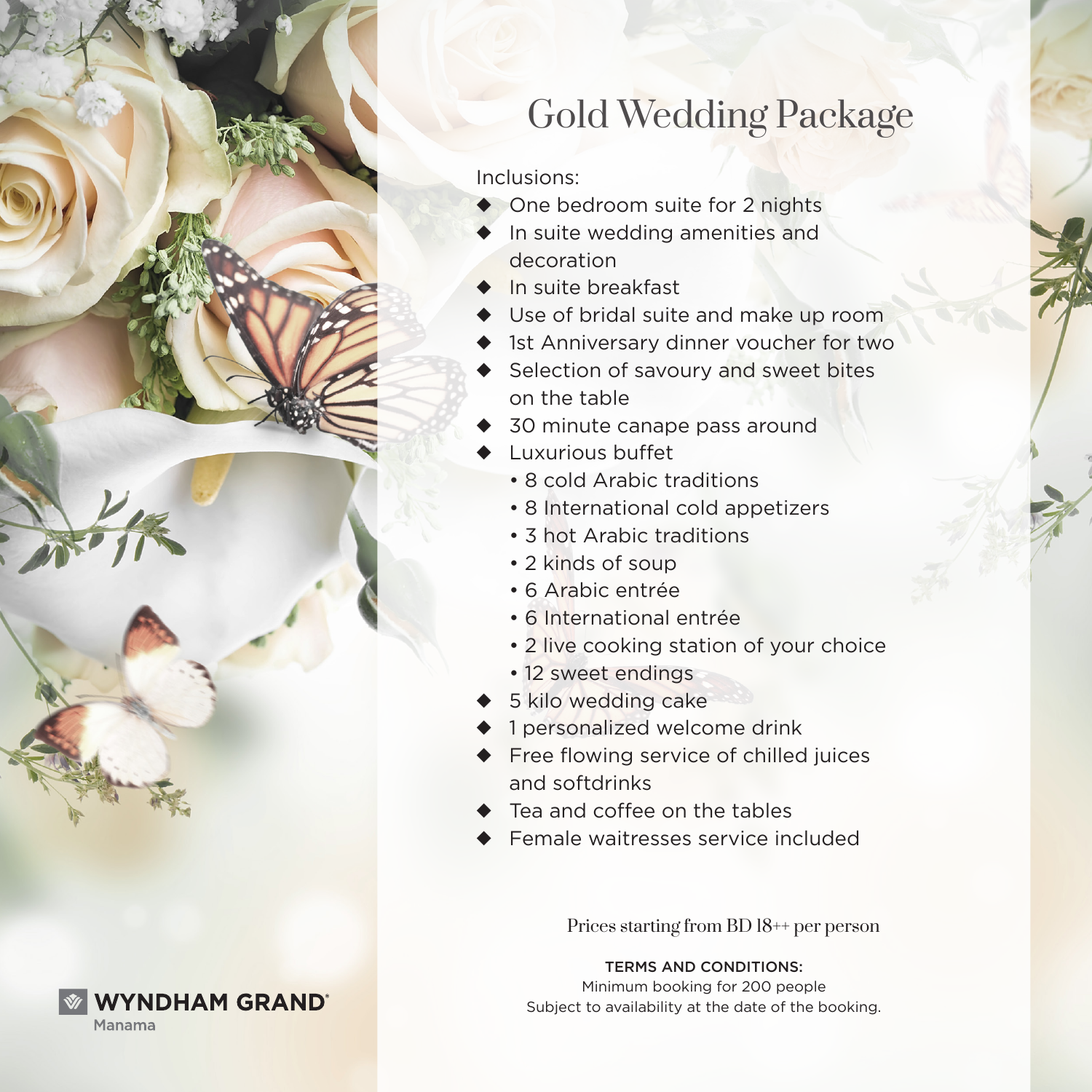# Gold Wedding Package

Inclusions:

- One bedroom suite for 2 nights
- In suite wedding amenities and decoration
- In suite breakfast
- Use of bridal suite and make up room
- 1st Anniversary dinner voucher for two
- Selection of savoury and sweet bites on the table
- 30 minute canape pass around
- Luxurious buffet
  - 8 cold Arabic traditions
  - 8 International cold appetizers
  - 3 hot Arabic traditions
  - 2 kinds of soup
  - 6 Arabic entrée
  - 6 International entrée
  - 2 live cooking station of your choice
  - 12 sweet endings
- 5 kilo wedding cake
- 1 personalized welcome drink
- Free flowing service of chilled juices and softdrinks
- Tea and coffee on the tables
- Female waitresses service included

Prices starting from BD 18++ per person

**TERMS AND CONDITIONS:**

Minimum booking for 200 people

Subject to availability at the date of the booking.

**WYNDHAM GRAND®**
Manama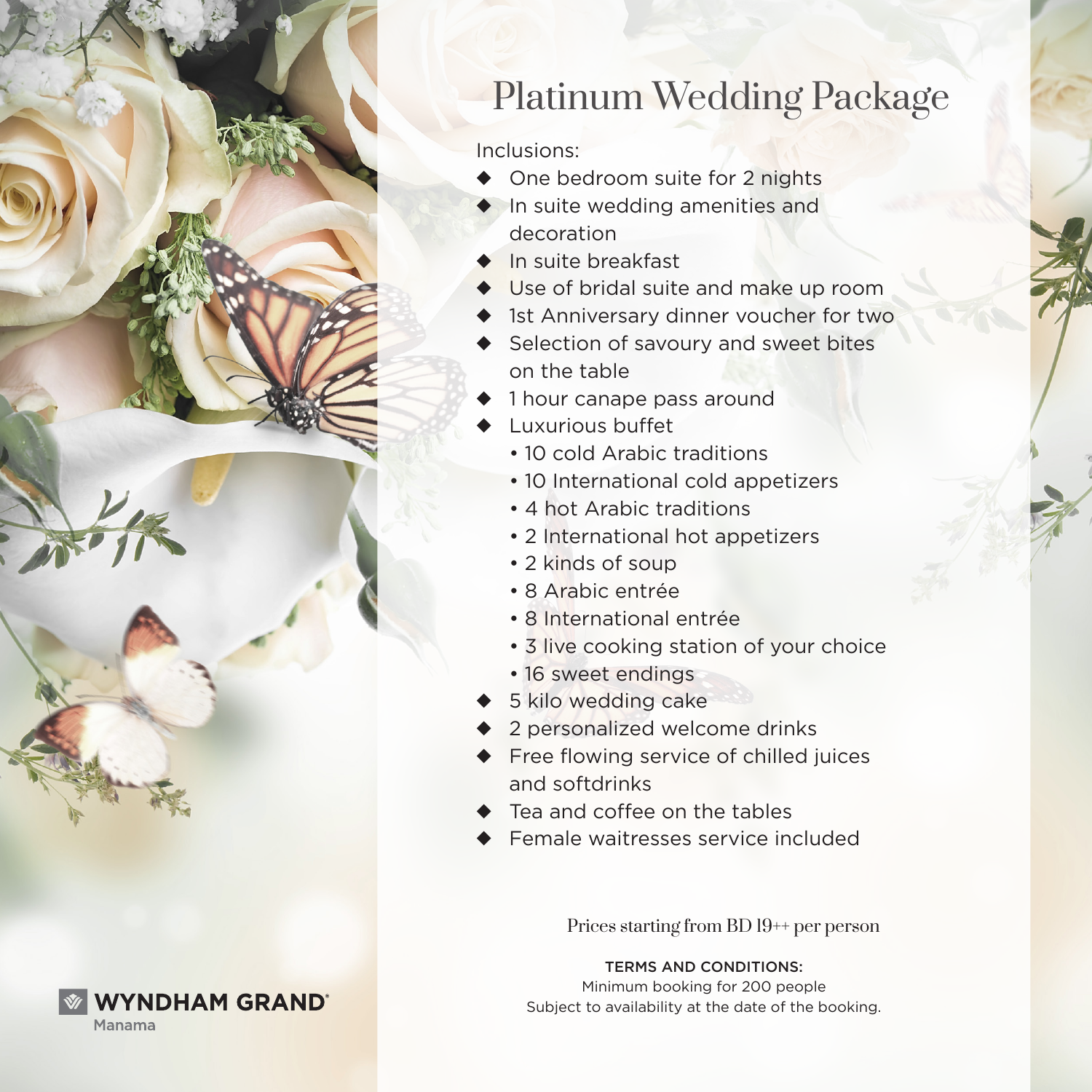# Platinum Wedding Package

Inclusions:

- One bedroom suite for 2 nights
- In suite wedding amenities and decoration
- In suite breakfast
- Use of bridal suite and make up room
- 1st Anniversary dinner voucher for two
- Selection of savoury and sweet bites on the table
- 1 hour canape pass around
- Luxurious buffet
  - 10 cold Arabic traditions
  - 10 International cold appetizers
  - 4 hot Arabic traditions
  - 2 International hot appetizers
  - 2 kinds of soup
  - 8 Arabic entrée
  - 8 International entrée
  - 3 live cooking station of your choice
  - 16 sweet endings
- 5 kilo wedding cake
- 2 personalized welcome drinks
- Free flowing service of chilled juices and softdrinks
- Tea and coffee on the tables
- Female waitresses service included

Prices starting from BD 19++ per person

**TERMS AND CONDITIONS:**

Minimum booking for 200 people

Subject to availability at the date of the booking.

WYNDHAM GRAND Manama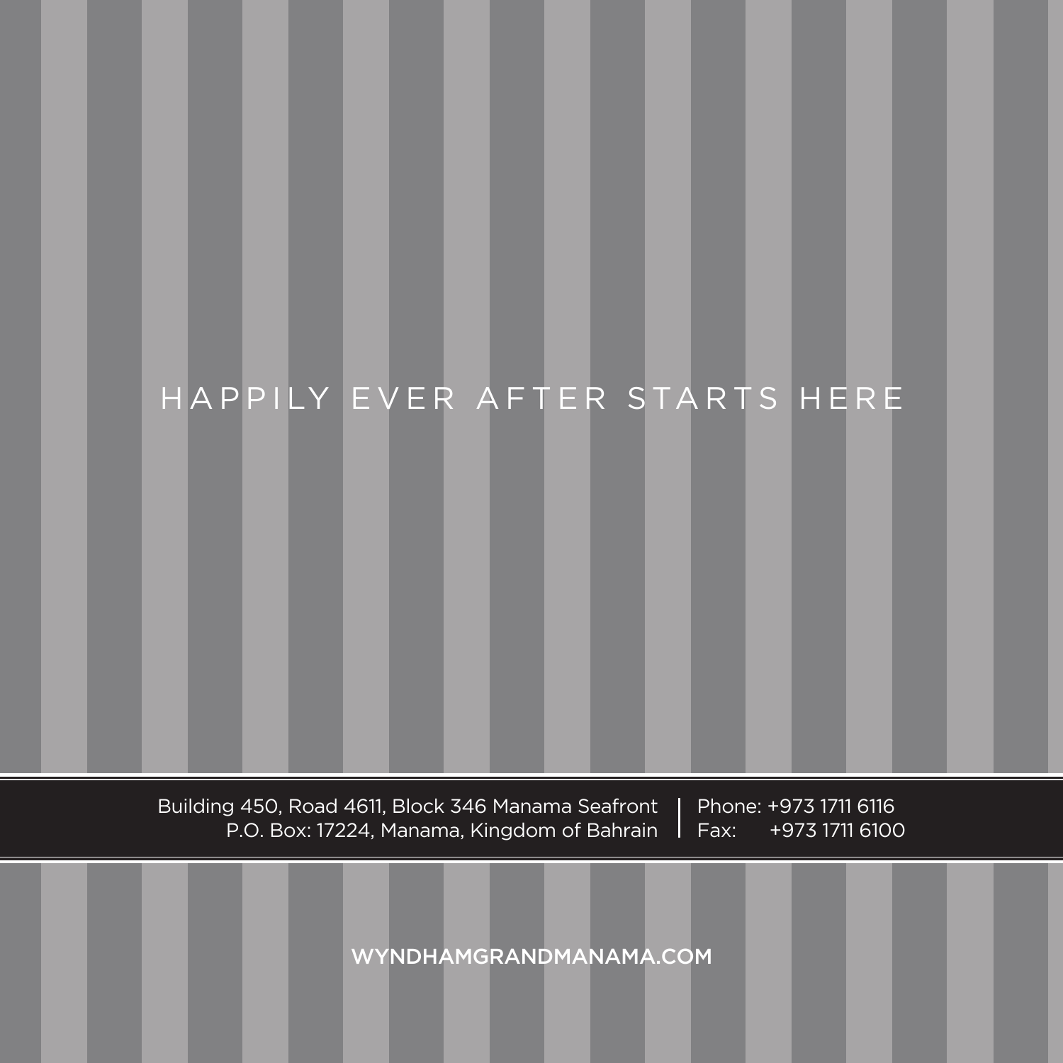HAPPILY EVER AFTER STARTS HERE

Building 450, Road 4611, Block 346 Manama Seafront
P.O. Box: 17224, Manama, Kingdom of Bahrain

Phone: +973 1711 6116
Fax: +973 1711 6100

WYNDHAMGRANDMANAMA.COM